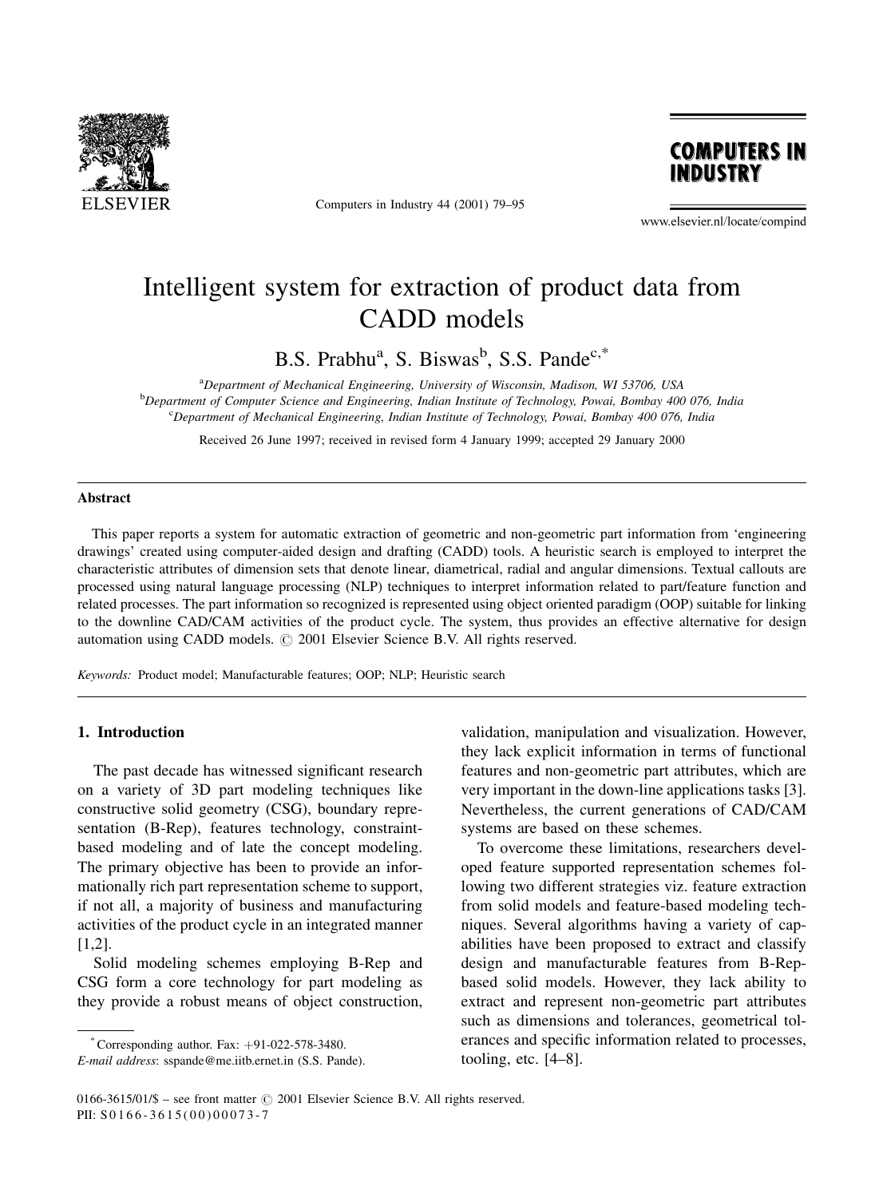# Intelligent system for extraction of product data from CADD models

B.S. Prabhu[a], S. Biswas[b], S.S. Pande[c,*]

[a]Department of Mechanical Engineering, University of Wisconsin, Madison, WI 53706, USA
[b]Department of Computer Science and Engineering, Indian Institute of Technology, Powai, Bombay 400 076, India
[c]Department of Mechanical Engineering, Indian Institute of Technology, Powai, Bombay 400 076, India

Received 26 June 1997; received in revised form 4 January 1999; accepted 29 January 2000

## Abstract

This paper reports a system for automatic extraction of geometric and non-geometric part information from 'engineering drawings' created using computer-aided design and drafting (CADD) tools. A heuristic search is employed to interpret the characteristic attributes of dimension sets that denote linear, diametrical, radial and angular dimensions. Textual callouts are processed using natural language processing (NLP) techniques to interpret information related to part/feature function and related processes. The part information so recognized is represented using object oriented paradigm (OOP) suitable for linking to the downline CAD/CAM activities of the product cycle. The system, thus provides an effective alternative for design automation using CADD models. © 2001 Elsevier Science B.V. All rights reserved.

*Keywords:* Product model; Manufacturable features; OOP; NLP; Heuristic search

## 1. Introduction

The past decade has witnessed significant research on a variety of 3D part modeling techniques like constructive solid geometry (CSG), boundary representation (B-Rep), features technology, constraint-based modeling and of late the concept modeling. The primary objective has been to provide an informationally rich part representation scheme to support, if not all, a majority of business and manufacturing activities of the product cycle in an integrated manner [1,2].

Solid modeling schemes employing B-Rep and CSG form a core technology for part modeling as they provide a robust means of object construction, validation, manipulation and visualization. However, they lack explicit information in terms of functional features and non-geometric part attributes, which are very important in the down-line applications tasks [3]. Nevertheless, the current generations of CAD/CAM systems are based on these schemes.

To overcome these limitations, researchers developed feature supported representation schemes following two different strategies viz. feature extraction from solid models and feature-based modeling techniques. Several algorithms having a variety of capabilities have been proposed to extract and classify design and manufacturable features from B-Rep-based solid models. However, they lack ability to extract and represent non-geometric part attributes such as dimensions and tolerances, geometrical tolerances and specific information related to processes, tooling, etc. [4–8].

* Corresponding author. Fax: +91-022-578-3480.
*E-mail address*: sspande@me.iitb.ernet.in (S.S. Pande).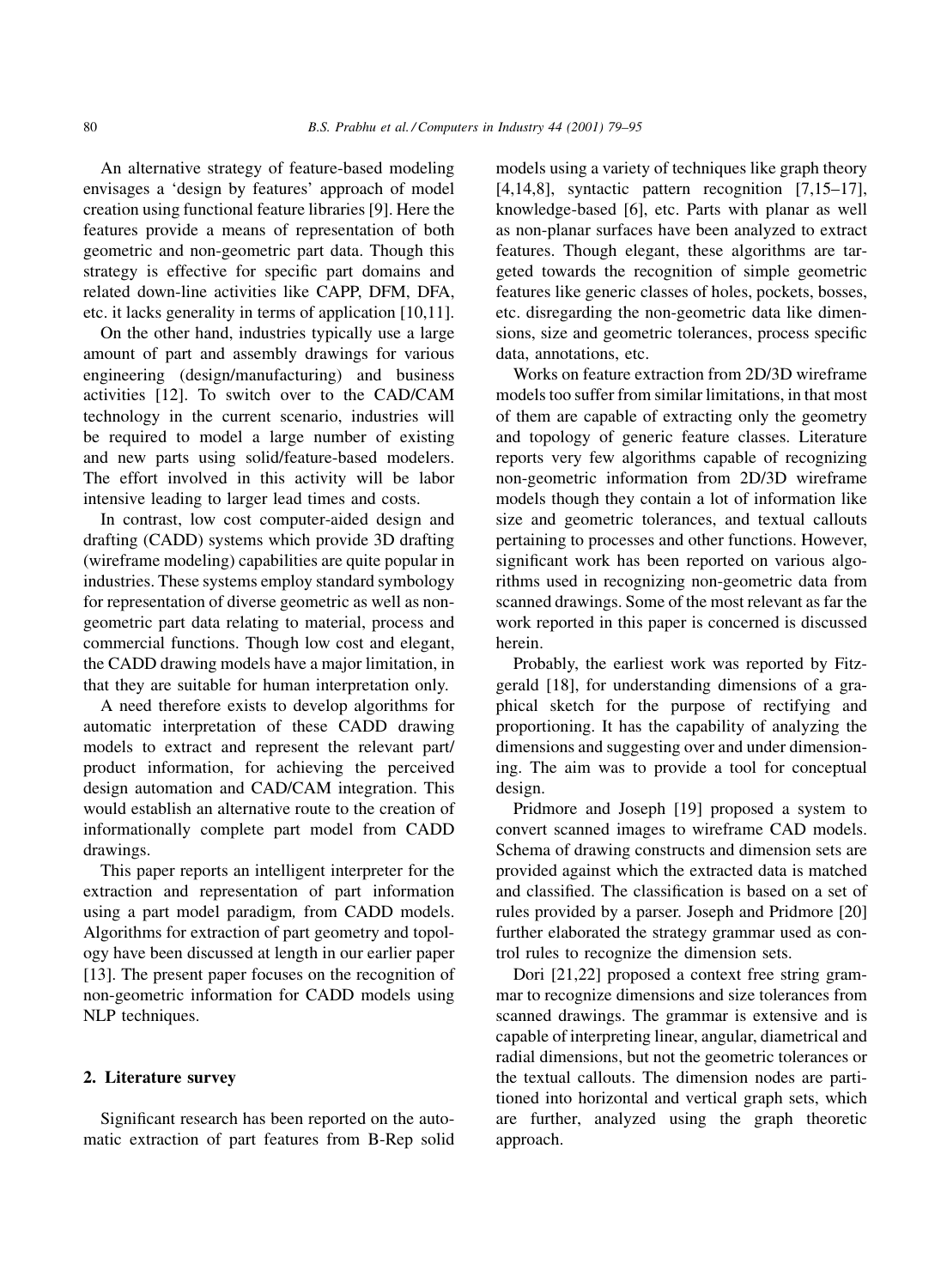An alternative strategy of feature-based modeling envisages a 'design by features' approach of model creation using functional feature libraries [9]. Here the features provide a means of representation of both geometric and non-geometric part data. Though this strategy is effective for specific part domains and related down-line activities like CAPP, DFM, DFA, etc. it lacks generality in terms of application [10,11].

On the other hand, industries typically use a large amount of part and assembly drawings for various engineering (design/manufacturing) and business activities [12]. To switch over to the CAD/CAM technology in the current scenario, industries will be required to model a large number of existing and new parts using solid/feature-based modelers. The effort involved in this activity will be labor intensive leading to larger lead times and costs.

In contrast, low cost computer-aided design and drafting (CADD) systems which provide 3D drafting (wireframe modeling) capabilities are quite popular in industries. These systems employ standard symbology for representation of diverse geometric as well as non-geometric part data relating to material, process and commercial functions. Though low cost and elegant, the CADD drawing models have a major limitation, in that they are suitable for human interpretation only.

A need therefore exists to develop algorithms for automatic interpretation of these CADD drawing models to extract and represent the relevant part/product information, for achieving the perceived design automation and CAD/CAM integration. This would establish an alternative route to the creation of informationally complete part model from CADD drawings.

This paper reports an intelligent interpreter for the extraction and representation of part information using a part model paradigm, from CADD models. Algorithms for extraction of part geometry and topology have been discussed at length in our earlier paper [13]. The present paper focuses on the recognition of non-geometric information for CADD models using NLP techniques.

## 2. Literature survey

Significant research has been reported on the automatic extraction of part features from B-Rep solid models using a variety of techniques like graph theory [4,14,8], syntactic pattern recognition [7,15–17], knowledge-based [6], etc. Parts with planar as well as non-planar surfaces have been analyzed to extract features. Though elegant, these algorithms are targeted towards the recognition of simple geometric features like generic classes of holes, pockets, bosses, etc. disregarding the non-geometric data like dimensions, size and geometric tolerances, process specific data, annotations, etc.

Works on feature extraction from 2D/3D wireframe models too suffer from similar limitations, in that most of them are capable of extracting only the geometry and topology of generic feature classes. Literature reports very few algorithms capable of recognizing non-geometric information from 2D/3D wireframe models though they contain a lot of information like size and geometric tolerances, and textual callouts pertaining to processes and other functions. However, significant work has been reported on various algorithms used in recognizing non-geometric data from scanned drawings. Some of the most relevant as far the work reported in this paper is concerned is discussed herein.

Probably, the earliest work was reported by Fitzgerald [18], for understanding dimensions of a graphical sketch for the purpose of rectifying and proportioning. It has the capability of analyzing the dimensions and suggesting over and under dimensioning. The aim was to provide a tool for conceptual design.

Pridmore and Joseph [19] proposed a system to convert scanned images to wireframe CAD models. Schema of drawing constructs and dimension sets are provided against which the extracted data is matched and classified. The classification is based on a set of rules provided by a parser. Joseph and Pridmore [20] further elaborated the strategy grammar used as control rules to recognize the dimension sets.

Dori [21,22] proposed a context free string grammar to recognize dimensions and size tolerances from scanned drawings. The grammar is extensive and is capable of interpreting linear, angular, diametrical and radial dimensions, but not the geometric tolerances or the textual callouts. The dimension nodes are partitioned into horizontal and vertical graph sets, which are further, analyzed using the graph theoretic approach.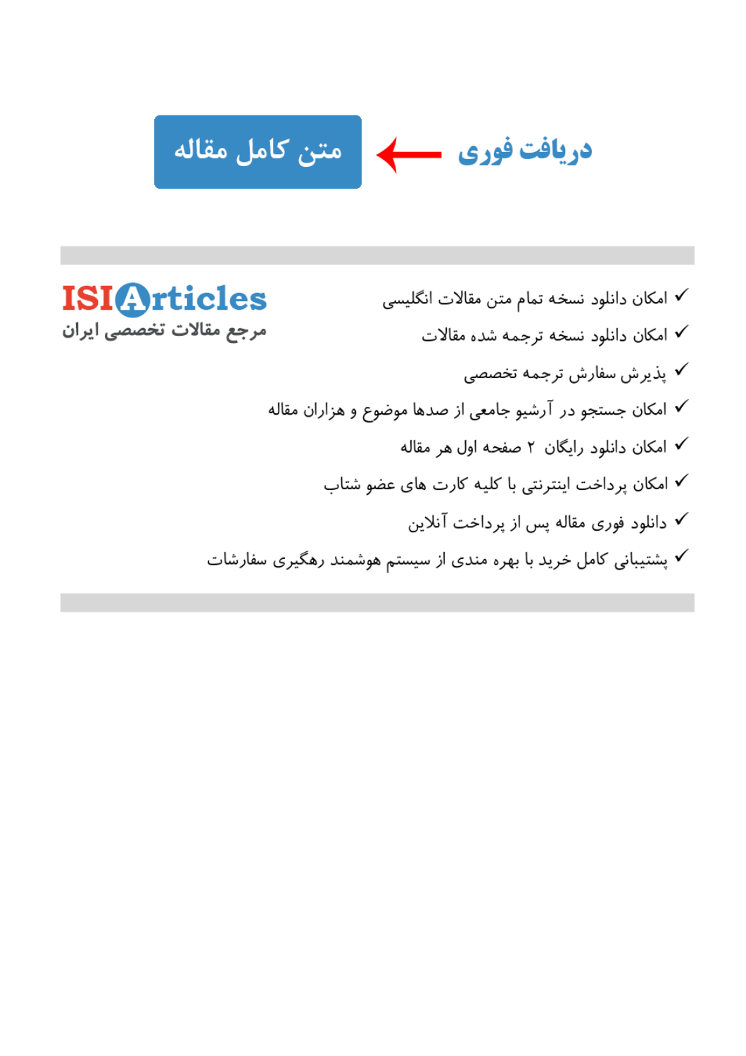دریافت فوری ← متن کامل مقاله

**ISIArticles**
مرجع مقالات تخصصی ایران

- ✓ امکان دانلود نسخه تمام متن مقالات انگلیسی
- ✓ امکان دانلود نسخه ترجمه شده مقالات
- ✓ پذیرش سفارش ترجمه تخصصی
- ✓ امکان جستجو در آرشیو جامعی از صدها موضوع و هزاران مقاله
- ✓ امکان دانلود رایگان ۲ صفحه اول هر مقاله
- ✓ امکان پرداخت اینترنتی با کلیه کارت های عضو شتاب
- ✓ دانلود فوری مقاله پس از پرداخت آنلاین
- ✓ پشتیبانی کامل خرید با بهره مندی از سیستم هوشمند رهگیری سفارشات